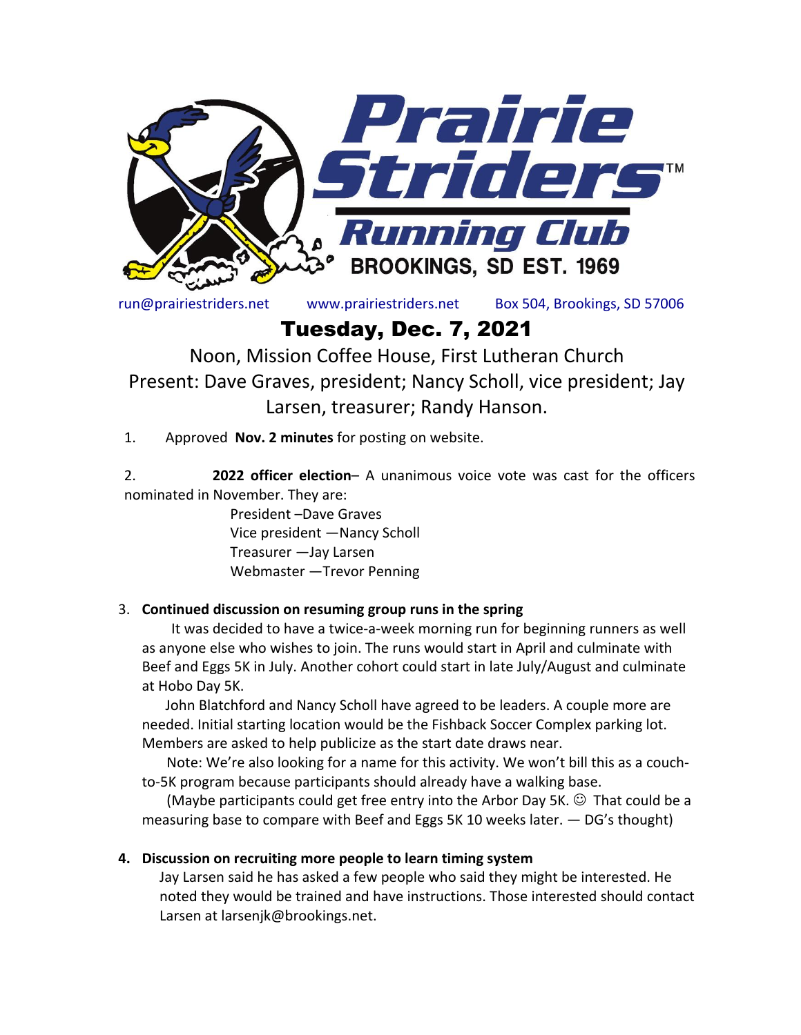# Prairie Striders™ Running Club

BROOKINGS, SD EST. 1969

run@prairiestriders.net www.prairiestriders.net Box 504, Brookings, SD 57006

## Tuesday, Dec. 7, 2021

Noon, Mission Coffee House, First Lutheran Church

Present: Dave Graves, president; Nancy Scholl, vice president; Jay Larsen, treasurer; Randy Hanson.

1. Approved **Nov. 2 minutes** for posting on website.

2. **2022 officer election**– A unanimous voice vote was cast for the officers nominated in November. They are:

   President –Dave Graves
   Vice president —Nancy Scholl
   Treasurer —Jay Larsen
   Webmaster —Trevor Penning

3. **Continued discussion on resuming group runs in the spring**

   It was decided to have a twice-a-week morning run for beginning runners as well as anyone else who wishes to join. The runs would start in April and culminate with Beef and Eggs 5K in July. Another cohort could start in late July/August and culminate at Hobo Day 5K.

   John Blatchford and Nancy Scholl have agreed to be leaders. A couple more are needed. Initial starting location would be the Fishback Soccer Complex parking lot. Members are asked to help publicize as the start date draws near.

   Note: We're also looking for a name for this activity. We won't bill this as a couch-to-5K program because participants should already have a walking base.

   (Maybe participants could get free entry into the Arbor Day 5K. ☺ That could be a measuring base to compare with Beef and Eggs 5K 10 weeks later. — DG's thought)

4. **Discussion on recruiting more people to learn timing system**

   Jay Larsen said he has asked a few people who said they might be interested. He noted they would be trained and have instructions. Those interested should contact Larsen at larsenjk@brookings.net.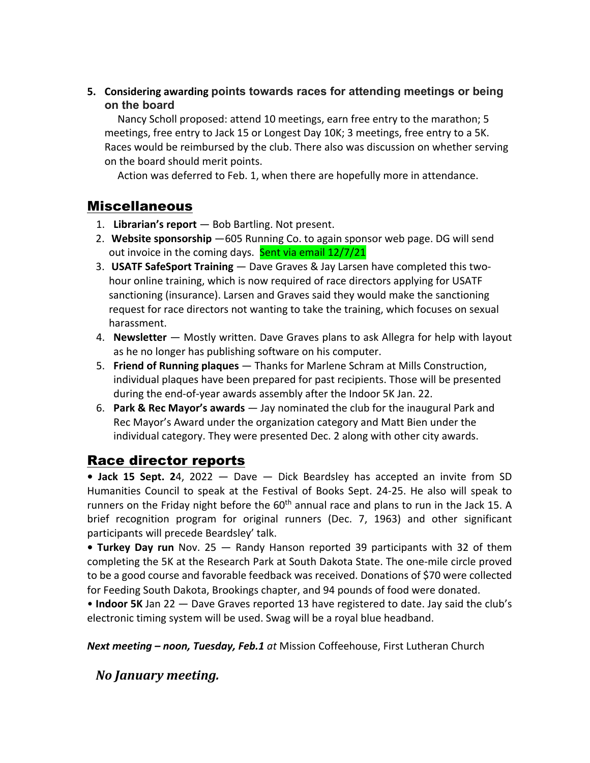5. **Considering awarding points towards races for attending meetings or being on the board**

   Nancy Scholl proposed: attend 10 meetings, earn free entry to the marathon; 5 meetings, free entry to Jack 15 or Longest Day 10K; 3 meetings, free entry to a 5K. Races would be reimbursed by the club. There also was discussion on whether serving on the board should merit points.

   Action was deferred to Feb. 1, when there are hopefully more in attendance.

## Miscellaneous

1. **Librarian's report** — Bob Bartling. Not present.
2. **Website sponsorship** —605 Running Co. to again sponsor web page. DG will send out invoice in the coming days. Sent via email 12/7/21
3. **USATF SafeSport Training** — Dave Graves & Jay Larsen have completed this two-hour online training, which is now required of race directors applying for USATF sanctioning (insurance). Larsen and Graves said they would make the sanctioning request for race directors not wanting to take the training, which focuses on sexual harassment.
4. **Newsletter** — Mostly written. Dave Graves plans to ask Allegra for help with layout as he no longer has publishing software on his computer.
5. **Friend of Running plaques** — Thanks for Marlene Schram at Mills Construction, individual plaques have been prepared for past recipients. Those will be presented during the end-of-year awards assembly after the Indoor 5K Jan. 22.
6. **Park & Rec Mayor's awards** — Jay nominated the club for the inaugural Park and Rec Mayor's Award under the organization category and Matt Bien under the individual category. They were presented Dec. 2 along with other city awards.

## Race director reports

• **Jack 15 Sept. 2**4, 2022 — Dave — Dick Beardsley has accepted an invite from SD Humanities Council to speak at the Festival of Books Sept. 24-25. He also will speak to runners on the Friday night before the 60th annual race and plans to run in the Jack 15. A brief recognition program for original runners (Dec. 7, 1963) and other significant participants will precede Beardsley' talk.

• **Turkey Day run** Nov. 25 — Randy Hanson reported 39 participants with 32 of them completing the 5K at the Research Park at South Dakota State. The one-mile circle proved to be a good course and favorable feedback was received. Donations of $70 were collected for Feeding South Dakota, Brookings chapter, and 94 pounds of food were donated.

• **Indoor 5K** Jan 22 — Dave Graves reported 13 have registered to date. Jay said the club's electronic timing system will be used. Swag will be a royal blue headband.

***Next meeting – noon, Tuesday, Feb.1*** *at* Mission Coffeehouse, First Lutheran Church

***No January meeting.***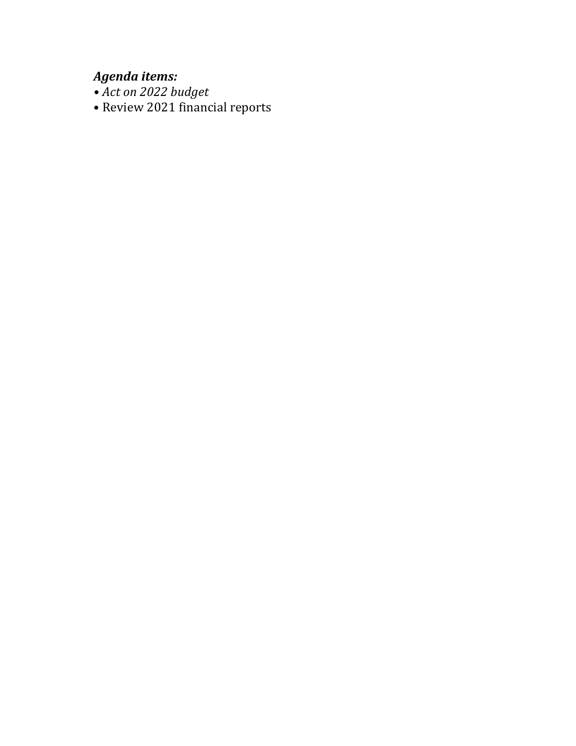***Agenda items:***

- *Act on 2022 budget*
- Review 2021 financial reports